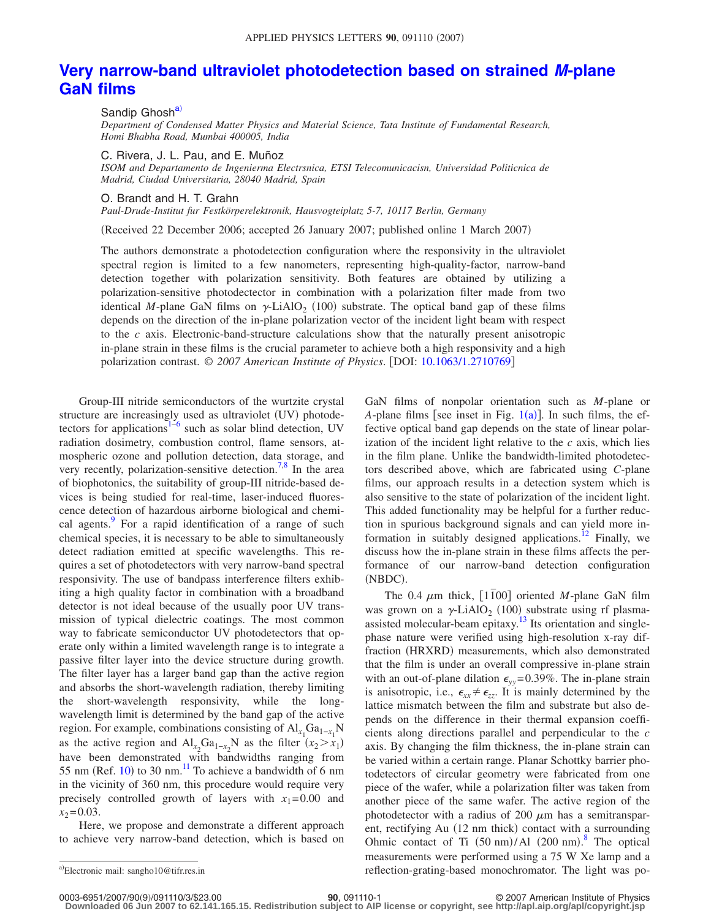# Very narrow-band ultraviolet photodetection based on strained *M*-plane GaN films

Sandip Ghosh[a)]

*Department of Condensed Matter Physics and Material Science, Tata Institute of Fundamental Research, Homi Bhabha Road, Mumbai 400005, India*

C. Rivera, J. L. Pau, and E. Muñoz

*ISOM and Departamento de Ingenierma Electrsnica, ETSI Telecomunicacisn, Universidad Politicnica de Madrid, Ciudad Universitaria, 28040 Madrid, Spain*

O. Brandt and H. T. Grahn

*Paul-Drude-Institut fur Festkörperelektronik, Hausvogteiplatz 5-7, 10117 Berlin, Germany*

(Received 22 December 2006; accepted 26 January 2007; published online 1 March 2007)

The authors demonstrate a photodetection configuration where the responsivity in the ultraviolet spectral region is limited to a few nanometers, representing high-quality-factor, narrow-band detection together with polarization sensitivity. Both features are obtained by utilizing a polarization-sensitive photodectector in combination with a polarization filter made from two identical *M*-plane GaN films on $\gamma$-$LiAlO_2$ (100) substrate. The optical band gap of these films depends on the direction of the in-plane polarization vector of the incident light beam with respect to the *c* axis. Electronic-band-structure calculations show that the naturally present anisotropic in-plane strain in these films is the crucial parameter to achieve both a high responsivity and a high polarization contrast. © *2007 American Institute of Physics*. [DOI: 10.1063/1.2710769]

Group-III nitride semiconductors of the wurtzite crystal structure are increasingly used as ultraviolet (UV) photodetectors for applications[1–6] such as solar blind detection, UV radiation dosimetry, combustion control, flame sensors, atmospheric ozone and pollution detection, data storage, and very recently, polarization-sensitive detection.[7,8] In the area of biophotonics, the suitability of group-III nitride-based devices is being studied for real-time, laser-induced fluorescence detection of hazardous airborne biological and chemical agents.[9] For a rapid identification of a range of such chemical species, it is necessary to be able to simultaneously detect radiation emitted at specific wavelengths. This requires a set of photodetectors with very narrow-band spectral responsivity. The use of bandpass interference filters exhibiting a high quality factor in combination with a broadband detector is not ideal because of the usually poor UV transmission of typical dielectric coatings. The most common way to fabricate semiconductor UV photodetectors that operate only within a limited wavelength range is to integrate a passive filter layer into the device structure during growth. The filter layer has a larger band gap than the active region and absorbs the short-wavelength radiation, thereby limiting the short-wavelength responsivity, while the long-wavelength limit is determined by the band gap of the active region. For example, combinations consisting of $Al_{x_1}Ga_{1-x_1}N$ as the active region and $Al_{x_2}Ga_{1-x_2}N$ as the filter $(x_2 > x_1)$ have been demonstrated with bandwidths ranging from 55 nm (Ref. 10) to 30 nm.[11] To achieve a bandwidth of 6 nm in the vicinity of 360 nm, this procedure would require very precisely controlled growth of layers with $x_1 = 0.00$ and $x_2 = 0.03$.

Here, we propose and demonstrate a different approach to achieve very narrow-band detection, which is based on GaN films of nonpolar orientation such as *M*-plane or *A*-plane films [see inset in Fig. 1(a)]. In such films, the effective optical band gap depends on the state of linear polarization of the incident light relative to the *c* axis, which lies in the film plane. Unlike the bandwidth-limited photodetectors described above, which are fabricated using *C*-plane films, our approach results in a detection system which is also sensitive to the state of polarization of the incident light. This added functionality may be helpful for a further reduction in spurious background signals and can yield more information in suitably designed applications.[12] Finally, we discuss how the in-plane strain in these films affects the performance of our narrow-band detection configuration (NBDC).

The 0.4 $\mu$m thick, $[1\bar{1}00]$ oriented *M*-plane GaN film was grown on a $\gamma$-$LiAlO_2$ (100) substrate using rf plasma-assisted molecular-beam epitaxy.[13] Its orientation and single-phase nature were verified using high-resolution x-ray diffraction (HRXRD) measurements, which also demonstrated that the film is under an overall compressive in-plane strain with an out-of-plane dilation $\epsilon_{yy} = 0.39\%$. The in-plane strain is anisotropic, i.e., $\epsilon_{xx} \neq \epsilon_{zz}$. It is mainly determined by the lattice mismatch between the film and substrate but also depends on the difference in their thermal expansion coefficients along directions parallel and perpendicular to the *c* axis. By changing the film thickness, the in-plane strain can be varied within a certain range. Planar Schottky barrier photodetectors of circular geometry were fabricated from one piece of the wafer, while a polarization filter was taken from another piece of the same wafer. The active region of the photodetector with a radius of 200 $\mu$m has a semitransparent, rectifying Au (12 nm thick) contact with a surrounding Ohmic contact of Ti (50 nm)/Al (200 nm).[8] The optical measurements were performed using a 75 W Xe lamp and a reflection-grating-based monochromator. The light was po-

[a)]Electronic mail: sangho10@tifr.res.in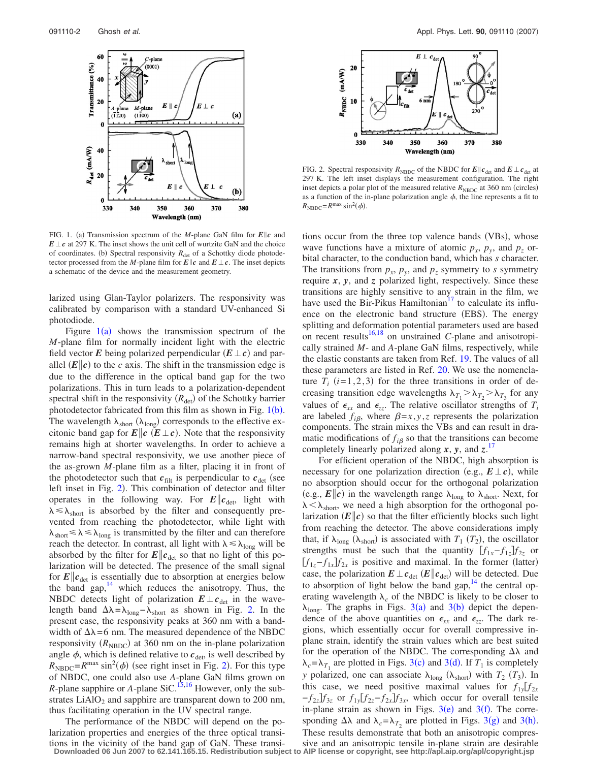FIG. 1. (a) Transmission spectrum of the $M$-plane GaN film for $\boldsymbol{E} \| \boldsymbol{c}$ and $\boldsymbol{E} \perp \boldsymbol{c}$ at 297 K. The inset shows the unit cell of wurtzite GaN and the choice of coordinates. (b) Spectral responsivity $R_{\text{det}}$ of a Schottky diode photodetector processed from the $M$-plane film for $\boldsymbol{E} \| \boldsymbol{c}$ and $\boldsymbol{E} \perp \boldsymbol{c}$. The inset depicts a schematic of the device and the measurement geometry.

larized using Glan-Taylor polarizers. The responsivity was calibrated by comparison with a standard UV-enhanced Si photodiode.

Figure 1(a) shows the transmission spectrum of the $M$-plane film for normally incident light with the electric field vector $\boldsymbol{E}$ being polarized perpendicular ($\boldsymbol{E} \perp \boldsymbol{c}$) and parallel ($\boldsymbol{E} \| \boldsymbol{c}$) to the $c$ axis. The shift in the transmission edge is due to the difference in the optical band gap for the two polarizations. This in turn leads to a polarization-dependent spectral shift in the responsivity ($R_{\text{det}}$) of the Schottky barrier photodetector fabricated from this film as shown in Fig. 1(b). The wavelength $\lambda_{\text{short}}$ ($\lambda_{\text{long}}$) corresponds to the effective excitonic band gap for $\boldsymbol{E} \| \boldsymbol{c}$ ($\boldsymbol{E} \perp \boldsymbol{c}$). Note that the responsivity remains high at shorter wavelengths. In order to achieve a narrow-band spectral responsivity, we use another piece of the as-grown $M$-plane film as a filter, placing it in front of the photodetector such that $\boldsymbol{c}_{\text{filt}}$ is perpendicular to $\boldsymbol{c}_{\text{det}}$ (see left inset in Fig. 2). This combination of detector and filter operates in the following way. For $\boldsymbol{E} \| \boldsymbol{c}_{\text{det}}$, light with $\lambda \leq \lambda_{\text{short}}$ is absorbed by the filter and consequently prevented from reaching the photodetector, while light with $\lambda_{\text{short}} \leq \lambda \leq \lambda_{\text{long}}$ is transmitted by the filter and can therefore reach the detector. In contrast, all light with $\lambda \leq \lambda_{\text{long}}$ will be absorbed by the filter for $\boldsymbol{E} \| \boldsymbol{c}_{\text{det}}$ so that no light of this polarization will be detected. The presence of the small signal for $\boldsymbol{E} \| \boldsymbol{c}_{\text{det}}$ is essentially due to absorption at energies below the band gap,[14] which reduces the anisotropy. Thus, the NBDC detects light of polarization $\boldsymbol{E} \perp \boldsymbol{c}_{\text{det}}$ in the wavelength band $\Delta\lambda = \lambda_{\text{long}} - \lambda_{\text{short}}$ as shown in Fig. 2. In the present case, the responsivity peaks at 360 nm with a bandwidth of $\Delta\lambda = 6$ nm. The measured dependence of the NBDC responsivity ($R_{\text{NBDC}}$) at 360 nm on the in-plane polarization angle $\phi$, which is defined relative to $\boldsymbol{c}_{\text{det}}$, is well described by $R_{\text{NBDC}} = R^{\max} \sin^2(\phi)$ (see right inset in Fig. 2). For this type of NBDC, one could also use $A$-plane GaN films grown on $R$-plane sapphire or $A$-plane SiC.[15,16] However, only the substrates $LiAlO_2$ and sapphire are transparent down to 200 nm, thus facilitating operation in the UV spectral range.

The performance of the NBDC will depend on the polarization properties and energies of the three optical transitions in the vicinity of the band gap of GaN. These transi-

FIG. 2. Spectral responsivity $R_{\text{NBDC}}$ of the NBDC for $\boldsymbol{E} \| \boldsymbol{c}_{\text{det}}$ and $\boldsymbol{E} \perp \boldsymbol{c}_{\text{det}}$ at 297 K. The left inset displays the measurement configuration. The right inset depicts a polar plot of the measured relative $R_{\text{NBDC}}$ at 360 nm (circles) as a function of the in-plane polarization angle $\phi$, the line represents a fit to $R_{\text{NBDC}} = R^{\max} \sin^2(\phi)$.

tions occur from the three top valence bands (VBs), whose wave functions have a mixture of atomic $p_x$, $p_y$, and $p_z$ orbital character, to the conduction band, which has $s$ character. The transitions from $p_x$, $p_y$, and $p_z$ symmetry to $s$ symmetry require $\boldsymbol{x}$, $\boldsymbol{y}$, and $\boldsymbol{z}$ polarized light, respectively. Since these transitions are highly sensitive to any strain in the film, we have used the Bir-Pikus Hamiltonian[17] to calculate its influence on the electronic band structure (EBS). The energy splitting and deformation potential parameters used are based on recent results[16,18] on unstrained $C$-plane and anisotropically strained $M$- and $A$-plane GaN films, respectively, while the elastic constants are taken from Ref. 19. The values of all these parameters are listed in Ref. 20. We use the nomenclature $T_i$ ($i=1,2,3$) for the three transitions in order of decreasing transition edge wavelengths $\lambda_{T_1} > \lambda_{T_2} > \lambda_{T_3}$ for any values of $\epsilon_{xx}$ and $\epsilon_{zz}$. The relative oscillator strengths of $T_i$ are labeled $f_{i\beta}$, where $\beta = x, y, z$ represents the polarization components. The strain mixes the VBs and can result in dramatic modifications of $f_{i\beta}$ so that the transitions can become completely linearly polarized along $\boldsymbol{x}$, $\boldsymbol{y}$, and $\boldsymbol{z}$.[17]

For efficient operation of the NBDC, high absorption is necessary for one polarization direction (e.g., $\boldsymbol{E} \perp \boldsymbol{c}$), while no absorption should occur for the orthogonal polarization (e.g., $\boldsymbol{E} \| \boldsymbol{c}$) in the wavelength range $\lambda_{\text{long}}$ to $\lambda_{\text{short}}$. Next, for $\lambda < \lambda_{\text{short}}$, we need a high absorption for the orthogonal polarization ($\boldsymbol{E} \| \boldsymbol{c}$) so that the filter efficiently blocks such light from reaching the detector. The above considerations imply that, if $\lambda_{\text{long}}$ ($\lambda_{\text{short}}$) is associated with $T_1$ ($T_2$), the oscillator strengths must be such that the quantity $[f_{1x} - f_{1z}]f_{2z}$ or $[f_{1z} - f_{1x}]f_{2x}$ is positive and maximal. In the former (latter) case, the polarization $\boldsymbol{E} \perp \boldsymbol{c}_{\text{det}}$ ($\boldsymbol{E} \| \boldsymbol{c}_{\text{det}}$) will be detected. Due to absorption of light below the band gap,[14] the central operating wavelength $\lambda_c$ of the NBDC is likely to be closer to $\lambda_{\text{long}}$. The graphs in Figs. 3(a) and 3(b) depict the dependence of the above quantities on $\epsilon_{xx}$ and $\epsilon_{zz}$. The dark regions, which essentially occur for overall compressive in-plane strain, identify the strain values which are best suited for the operation of the NBDC. The corresponding $\Delta\lambda$ and $\lambda_c = \lambda_{T_1}$ are plotted in Figs. 3(c) and 3(d). If $T_1$ is completely $y$ polarized, one can associate $\lambda_{\text{long}}$ ($\lambda_{\text{short}}$) with $T_2$ ($T_3$). In this case, we need positive maximal values for $f_{1y}[f_{2x} - f_{2z}]f_{3z}$ or $f_{1y}[f_{2z} - f_{2x}]f_{3x}$, which occur for overall tensile in-plane strain as shown in Figs. 3(e) and 3(f). The corresponding $\Delta\lambda$ and $\lambda_c = \lambda_{T_2}$ are plotted in Figs. 3(g) and 3(h). These results demonstrate that both an anisotropic compressive and an anisotropic tensile in-plane strain are desirable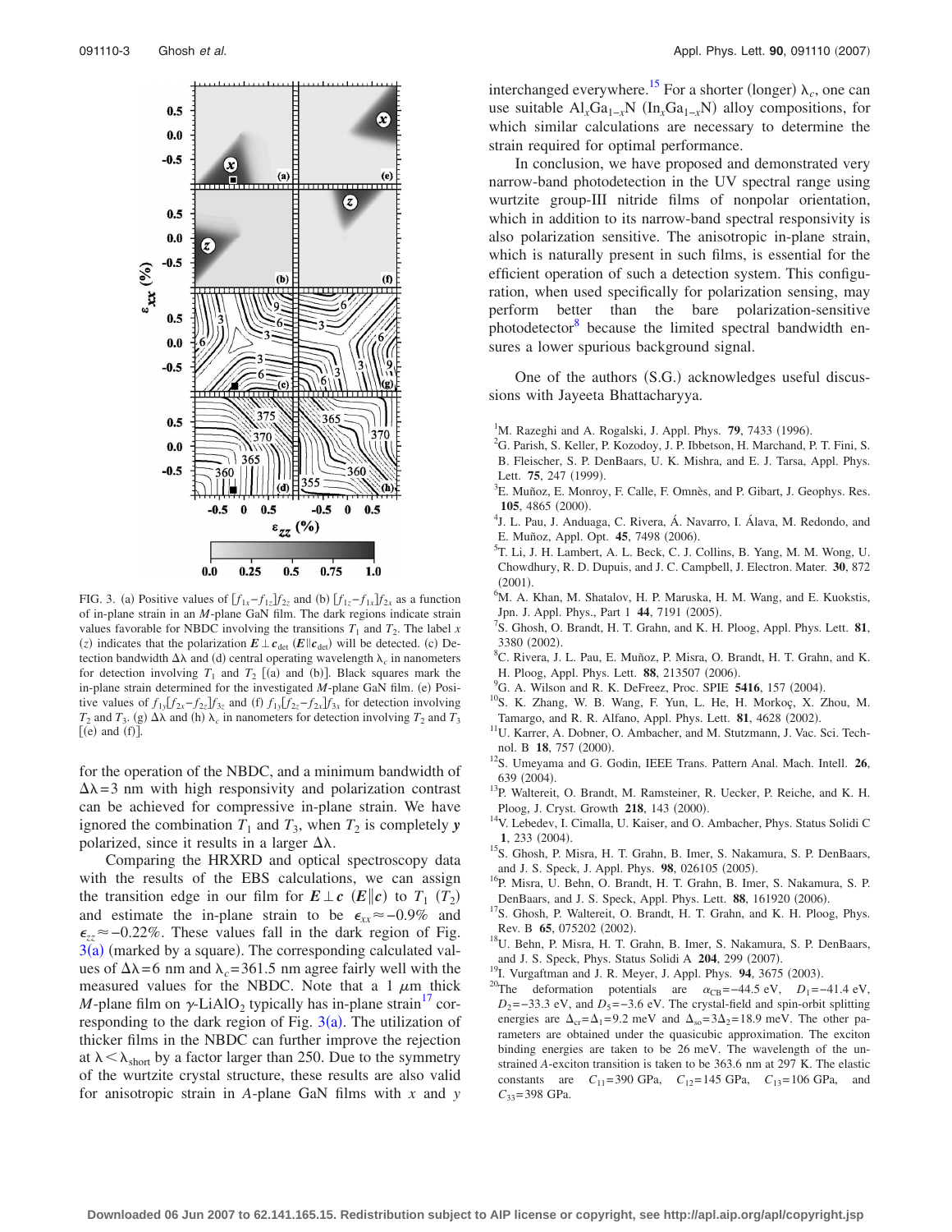0.5
0.0
-0.5
(a)
(e)
0.5
0.0
-0.5
(b)
(f)
$\epsilon_{xx}$ (%)
0.5
0.0
-0.5
(c)
(g)
0.5
0.0
-0.5
(d)
(h)
375
370
365
360
365
370
360
355
-0.5 0 0.5 -0.5 0 0.5
$\epsilon_{zz}$ (%)
0.0 0.25 0.5 0.75 1.0

FIG. 3. (a) Positive values of $[f_{1x}-f_{1z}]f_{2z}$ and (b) $[f_{1z}-f_{1x}]f_{2x}$ as a function of in-plane strain in an *M*-plane GaN film. The dark regions indicate strain values favorable for NBDC involving the transitions $T_1$ and $T_2$. The label *x* (*z*) indicates that the polarization $\boldsymbol{E} \perp \boldsymbol{c}_{\text{det}}$ ($\boldsymbol{E} \parallel \boldsymbol{c}_{\text{det}}$) will be detected. (c) Detection bandwidth $\Delta\lambda$ and (d) central operating wavelength $\lambda_c$ in nanometers for detection involving $T_1$ and $T_2$ [(a) and (b)]. Black squares mark the in-plane strain determined for the investigated *M*-plane GaN film. (e) Positive values of $f_{1y}[f_{2x}-f_{2z}]f_{3z}$ and (f) $f_{1y}[f_{2z}-f_{2x}]f_{3x}$ for detection involving $T_2$ and $T_3$. (g) $\Delta\lambda$ and (h) $\lambda_c$ in nanometers for detection involving $T_2$ and $T_3$ [(e) and (f)].

for the operation of the NBDC, and a minimum bandwidth of $\Delta\lambda = 3$ nm with high responsivity and polarization contrast can be achieved for compressive in-plane strain. We have ignored the combination $T_1$ and $T_3$, when $T_2$ is completely $\boldsymbol{y}$ polarized, since it results in a larger $\Delta\lambda$.

Comparing the HRXRD and optical spectroscopy data with the results of the EBS calculations, we can assign the transition edge in our film for $\boldsymbol{E} \perp \boldsymbol{c}$ ($\boldsymbol{E} \parallel \boldsymbol{c}$) to $T_1$ ($T_2$) and estimate the in-plane strain to be $\epsilon_{xx} \approx -0.9\%$ and $\epsilon_{zz} \approx -0.22\%$. These values fall in the dark region of Fig. 3(a) (marked by a square). The corresponding calculated values of $\Delta\lambda = 6$ nm and $\lambda_c = 361.5$ nm agree fairly well with the measured values for the NBDC. Note that a 1 $\mu$m thick *M*-plane film on $\gamma$-$LiAlO_2$ typically has in-plane strain[17] corresponding to the dark region of Fig. 3(a). The utilization of thicker films in the NBDC can further improve the rejection at $\lambda < \lambda_{\text{short}}$ by a factor larger than 250. Due to the symmetry of the wurtzite crystal structure, these results are also valid for anisotropic strain in *A*-plane GaN films with *x* and *y* interchanged everywhere.[15] For a shorter (longer) $\lambda_c$, one can use suitable $Al_xGa_{1-x}N$ ($In_xGa_{1-x}N$) alloy compositions, for which similar calculations are necessary to determine the strain required for optimal performance.

In conclusion, we have proposed and demonstrated very narrow-band photodetection in the UV spectral range using wurtzite group-III nitride films of nonpolar orientation, which in addition to its narrow-band spectral responsivity is also polarization sensitive. The anisotropic in-plane strain, which is naturally present in such films, is essential for the efficient operation of such a detection system. This configuration, when used specifically for polarization sensing, may perform better than the bare polarization-sensitive photodetector[8] because the limited spectral bandwidth ensures a lower spurious background signal.

One of the authors (S.G.) acknowledges useful discussions with Jayeeta Bhattacharyya.

[1] M. Razeghi and A. Rogalski, J. Appl. Phys. **79**, 7433 (1996).

[2] G. Parish, S. Keller, P. Kozodoy, J. P. Ibbetson, H. Marchand, P. T. Fini, S. B. Fleischer, S. P. DenBaars, U. K. Mishra, and E. J. Tarsa, Appl. Phys. Lett. **75**, 247 (1999).

[3] E. Muñoz, E. Monroy, F. Calle, F. Omnès, and P. Gibart, J. Geophys. Res. **105**, 4865 (2000).

[4] J. L. Pau, J. Anduaga, C. Rivera, Á. Navarro, I. Álava, M. Redondo, and E. Muñoz, Appl. Opt. **45**, 7498 (2006).

[5] T. Li, J. H. Lambert, A. L. Beck, C. J. Collins, B. Yang, M. M. Wong, U. Chowdhury, R. D. Dupuis, and J. C. Campbell, J. Electron. Mater. **30**, 872 (2001).

[6] M. A. Khan, M. Shatalov, H. P. Maruska, H. M. Wang, and E. Kuokstis, Jpn. J. Appl. Phys., Part 1 **44**, 7191 (2005).

[7] S. Ghosh, O. Brandt, H. T. Grahn, and K. H. Ploog, Appl. Phys. Lett. **81**, 3380 (2002).

[8] C. Rivera, J. L. Pau, E. Muñoz, P. Misra, O. Brandt, H. T. Grahn, and K. H. Ploog, Appl. Phys. Lett. **88**, 213507 (2006).

[9] G. A. Wilson and R. K. DeFreez, Proc. SPIE **5416**, 157 (2004).

[10] S. K. Zhang, W. B. Wang, F. Yun, L. He, H. Morkoç, X. Zhou, M. Tamargo, and R. R. Alfano, Appl. Phys. Lett. **81**, 4628 (2002).

[11] U. Karrer, A. Dobner, O. Ambacher, and M. Stutzmann, J. Vac. Sci. Technol. B **18**, 757 (2000).

[12] S. Umeyama and G. Godin, IEEE Trans. Pattern Anal. Mach. Intell. **26**, 639 (2004).

[13] P. Waltereit, O. Brandt, M. Ramsteiner, R. Uecker, P. Reiche, and K. H. Ploog, J. Cryst. Growth **218**, 143 (2000).

[14] V. Lebedev, I. Cimalla, U. Kaiser, and O. Ambacher, Phys. Status Solidi C **1**, 233 (2004).

[15] S. Ghosh, P. Misra, H. T. Grahn, B. Imer, S. Nakamura, S. P. DenBaars, and J. S. Speck, J. Appl. Phys. **98**, 026105 (2005).

[16] P. Misra, U. Behn, O. Brandt, H. T. Grahn, B. Imer, S. Nakamura, S. P. DenBaars, and J. S. Speck, Appl. Phys. Lett. **88**, 161920 (2006).

[17] S. Ghosh, P. Waltereit, O. Brandt, H. T. Grahn, and K. H. Ploog, Phys. Rev. B **65**, 075202 (2002).

[18] U. Behn, P. Misra, H. T. Grahn, B. Imer, S. Nakamura, S. P. DenBaars, and J. S. Speck, Phys. Status Solidi A **204**, 299 (2007).

[19] I. Vurgaftman and J. R. Meyer, J. Appl. Phys. **94**, 3675 (2003).

[20] The deformation potentials are $a_{\text{CB}} = -44.5$ eV, $D_1 = -41.4$ eV, $D_2 = -33.3$ eV, and $D_5 = -3.6$ eV. The crystal-field and spin-orbit splitting energies are $\Delta_{\text{cr}} = \Delta_1 = 9.2$ meV and $\Delta_{\text{so}} = 3\Delta_2 = 18.9$ meV. The other parameters are obtained under the quasicubic approximation. The exciton binding energies are taken to be 26 meV. The wavelength of the unstrained *A*-exciton transition is taken to be 363.6 nm at 297 K. The elastic constants are $C_{11} = 390$ GPa, $C_{12} = 145$ GPa, $C_{13} = 106$ GPa, and $C_{33} = 398$ GPa.